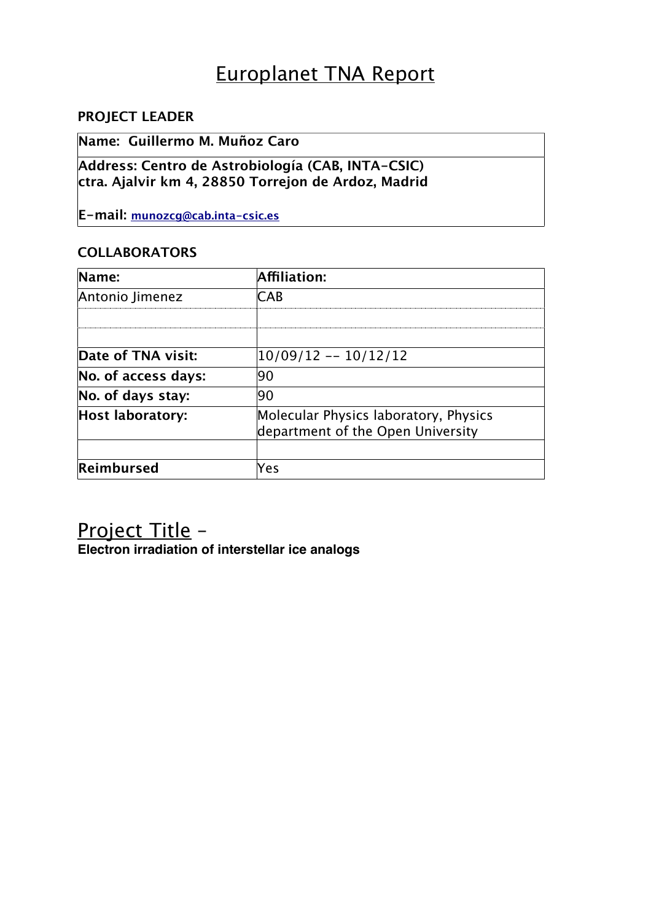# Europlanet TNA Report

## PROJECT LEADER

| Name: Guillermo M. Muñoz Caro |
|---|
| Address: Centro de Astrobiología (CAB, INTA-CSIC)<br>ctra. Ajalvir km 4, 28850 Torrejon de Ardoz, Madrid<br><br>E-mail: munozcg@cab.inta-csic.es |

## COLLABORATORS

| Name: | Affiliation: |
|---|---|
| Antonio Jimenez | CAB |
| | |
| | |
| **Date of TNA visit:** | 10/09/12 -- 10/12/12 |
| **No. of access days:** | 90 |
| **No. of days stay:** | 90 |
| **Host laboratory:** | Molecular Physics laboratory, Physics department of the Open University |
| | |
| **Reimbursed** | Yes |

## Project Title –

**Electron irradiation of interstellar ice analogs**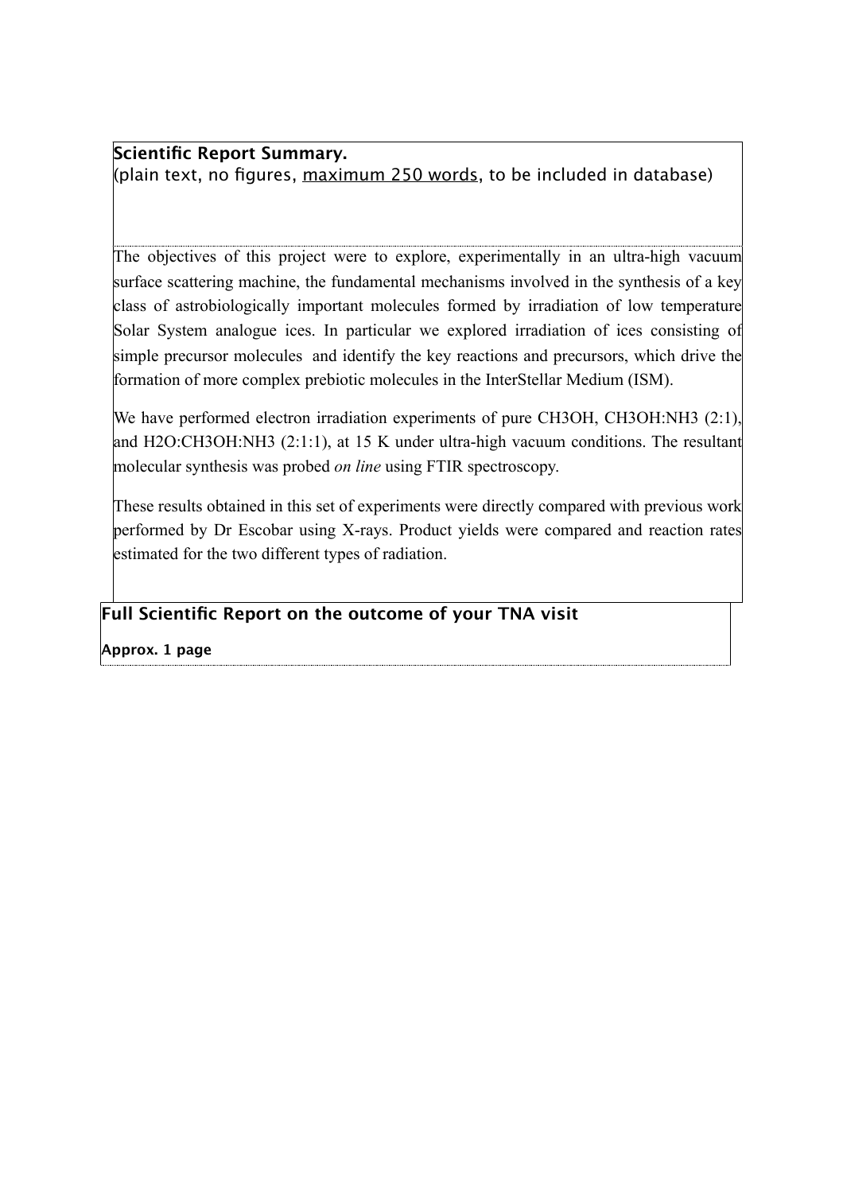**Scientific Report Summary.**
(plain text, no figures, maximum 250 words, to be included in database)

The objectives of this project were to explore, experimentally in an ultra-high vacuum surface scattering machine, the fundamental mechanisms involved in the synthesis of a key class of astrobiologically important molecules formed by irradiation of low temperature Solar System analogue ices. In particular we explored irradiation of ices consisting of simple precursor molecules and identify the key reactions and precursors, which drive the formation of more complex prebiotic molecules in the InterStellar Medium (ISM).

We have performed electron irradiation experiments of pure $CH_3OH$, $CH_3OH:NH_3$ (2:1), and $H_2O:CH_3OH:NH_3$ (2:1:1), at 15 K under ultra-high vacuum conditions. The resultant molecular synthesis was probed *on line* using FTIR spectroscopy.

These results obtained in this set of experiments were directly compared with previous work performed by Dr Escobar using X-rays. Product yields were compared and reaction rates estimated for the two different types of radiation.

## Full Scientific Report on the outcome of your TNA visit

**Approx. 1 page**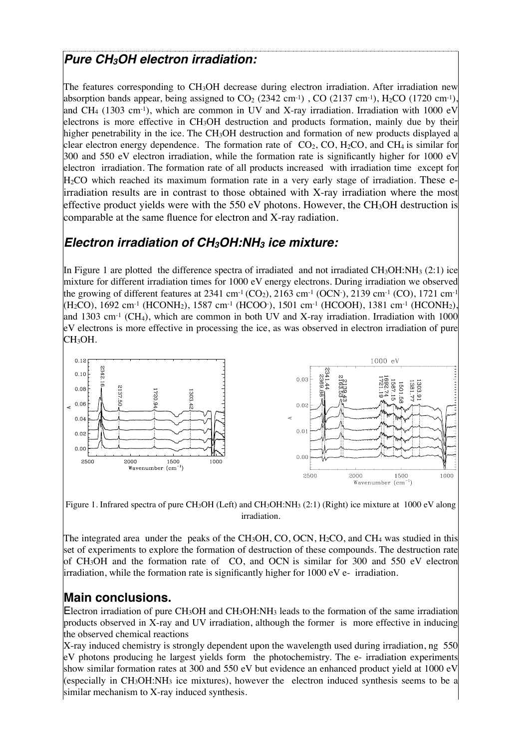## *Pure $CH_3OH$ electron irradiation:*

The features corresponding to $CH_3OH$ decrease during electron irradiation. After irradiation new absorption bands appear, being assigned to $CO_2$ (2342 $cm^{-1}$) , CO (2137 $cm^{-1}$), $H_2CO$ (1720 $cm^{-1}$), and $CH_4$ (1303 $cm^{-1}$), which are common in UV and X-ray irradiation. Irradiation with 1000 eV electrons is more effective in $CH_3OH$ destruction and products formation, mainly due by their higher penetrability in the ice. The $CH_3OH$ destruction and formation of new products displayed a clear electron energy dependence. The formation rate of $CO_2$, CO, $H_2CO$, and $CH_4$ is similar for 300 and 550 eV electron irradiation, while the formation rate is significantly higher for 1000 eV electron irradiation. The formation rate of all products increased with irradiation time except for $H_2CO$ which reached its maximum formation rate in a very early stage of irradiation. These e-irradiation results are in contrast to those obtained with X-ray irradiation where the most effective product yields were with the 550 eV photons. However, the $CH_3OH$ destruction is comparable at the same fluence for electron and X-ray radiation.

## *Electron irradiation of $CH_3OH$:$NH_3$ ice mixture:*

In Figure 1 are plotted the difference spectra of irradiated and not irradiated $CH_3OH$:$NH_3$ (2:1) ice mixture for different irradiation times for 1000 eV energy electrons. During irradiation we observed the growing of different features at 2341 $cm^{-1}$ ($CO_2$), 2163 $cm^{-1}$ ($OCN^-$), 2139 $cm^{-1}$ (CO), 1721 $cm^{-1}$ ($H_2CO$), 1692 $cm^{-1}$ ($HCONH_2$), 1587 $cm^{-1}$ ($HCOO^-$), 1501 $cm^{-1}$ (HCOOH), 1381 $cm^{-1}$ ($HCONH_2$), and 1303 $cm^{-1}$ ($CH_4$), which are common in both UV and X-ray irradiation. Irradiation with 1000 eV electrons is more effective in processing the ice, as was observed in electron irradiation of pure $CH_3OH$.

Figure 1. Infrared spectra of pure $CH_3OH$ (Left) and $CH_3OH$:$NH_3$ (2:1) (Right) ice mixture at 1000 eV along irradiation.

The integrated area under the peaks of the $CH_3OH$, CO, OCN, $H_2CO$, and $CH_4$ was studied in this set of experiments to explore the formation of destruction of these compounds. The destruction rate of $CH_3OH$ and the formation rate of CO, and OCN is similar for 300 and 550 eV electron irradiation, while the formation rate is significantly higher for 1000 eV e- irradiation.

## Main conclusions.

Electron irradiation of pure $CH_3OH$ and $CH_3OH$:$NH_3$ leads to the formation of the same irradiation products observed in X-ray and UV irradiation, although the former is more effective in inducing the observed chemical reactions

X-ray induced chemistry is strongly dependent upon the wavelength used during irradiation, ng 550 eV photons producing he largest yields form the photochemistry. The e- irradiation experiments show similar formation rates at 300 and 550 eV but evidence an enhanced product yield at 1000 eV (especially in $CH_3OH$:$NH_3$ ice mixtures), however the electron induced synthesis seems to be a similar mechanism to X-ray induced synthesis.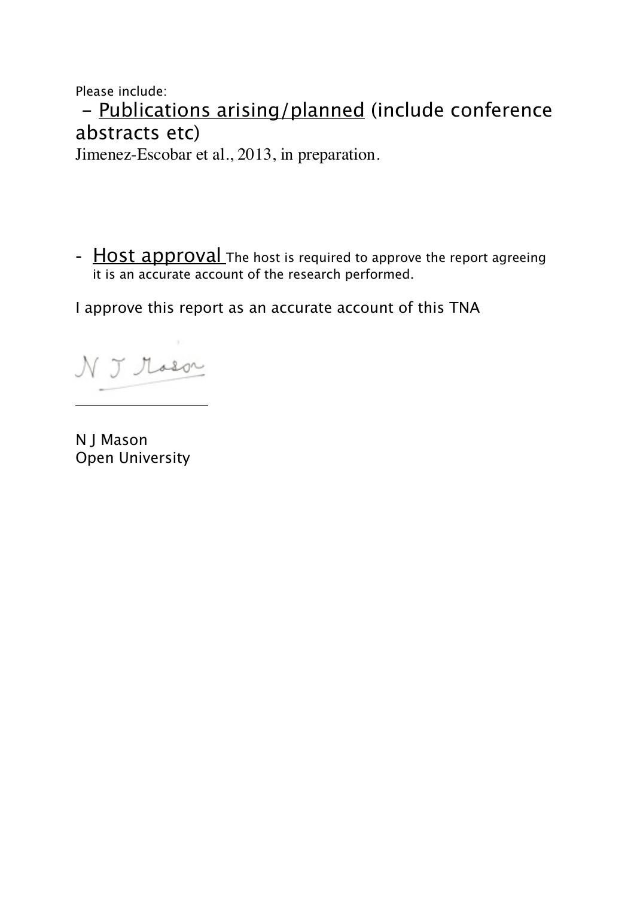Please include:

- <u>Publications arising/planned</u> (include conference abstracts etc)

Jimenez-Escobar et al., 2013, in preparation.

- <u>Host approval</u> The host is required to approve the report agreeing it is an accurate account of the research performed.

I approve this report as an accurate account of this TNA

N J Mason

N J Mason
Open University